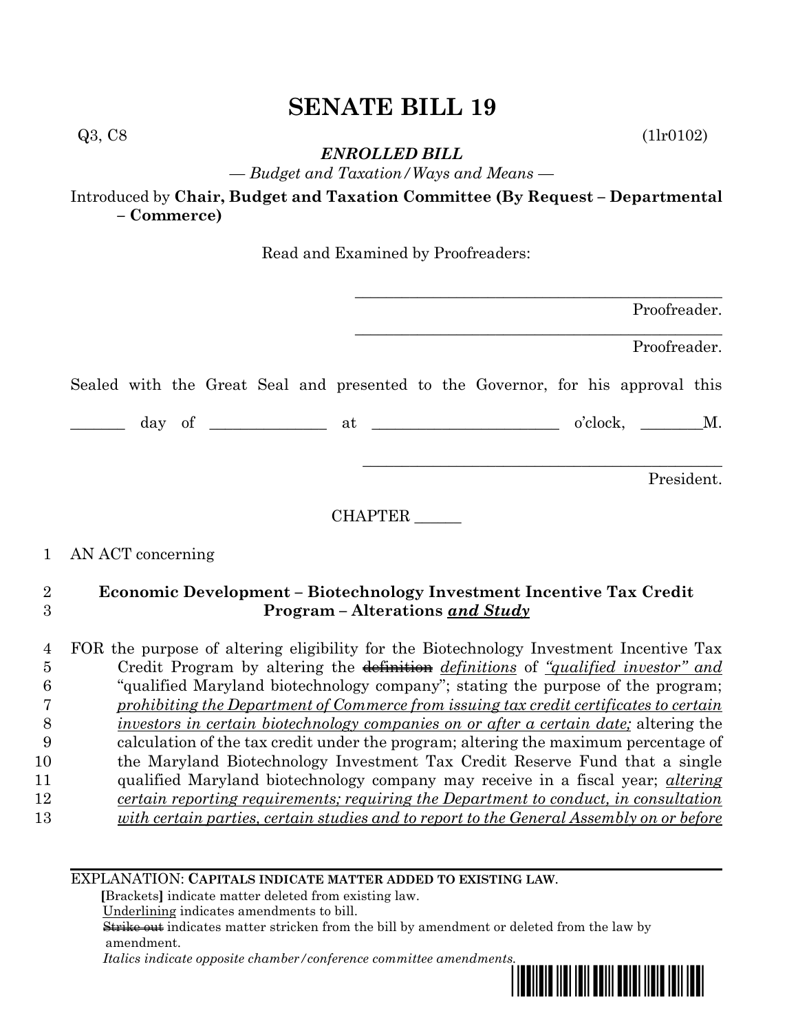# SENATE BILL 19

Q3, C8 (1lr0102)

***ENROLLED BILL***

*— Budget and Taxation/Ways and Means —*

Introduced by **Chair, Budget and Taxation Committee (By Request – Departmental – Commerce)**

Read and Examined by Proofreaders:

_______________________________________________ Proofreader.

_______________________________________________ Proofreader.

Sealed with the Great Seal and presented to the Governor, for his approval this

_______ day of ______________ at ________________________ o'clock, ________M.

_______________________________________________ President.

CHAPTER ______

1 AN ACT concerning

2 **Economic Development – Biotechnology Investment Incentive Tax Credit**
3 **Program – Alterations *and Study***

4 FOR the purpose of altering eligibility for the Biotechnology Investment Incentive Tax
5 Credit Program by altering the ~~definition~~ *definitions* of *"qualified investor" and*
6 "qualified Maryland biotechnology company"; stating the purpose of the program;
7 *prohibiting the Department of Commerce from issuing tax credit certificates to certain*
8 *investors in certain biotechnology companies on or after a certain date;* altering the
9 calculation of the tax credit under the program; altering the maximum percentage of
10 the Maryland Biotechnology Investment Tax Credit Reserve Fund that a single
11 qualified Maryland biotechnology company may receive in a fiscal year; *altering*
12 *certain reporting requirements; requiring the Department to conduct, in consultation*
13 *with certain parties, certain studies and to report to the General Assembly on or before*

EXPLANATION: **CAPITALS INDICATE MATTER ADDED TO EXISTING LAW.**
**[**Brackets**]** indicate matter deleted from existing law.
Underlining indicates amendments to bill.
~~Strike out~~ indicates matter stricken from the bill by amendment or deleted from the law by amendment.
*Italics indicate opposite chamber/conference committee amendments.*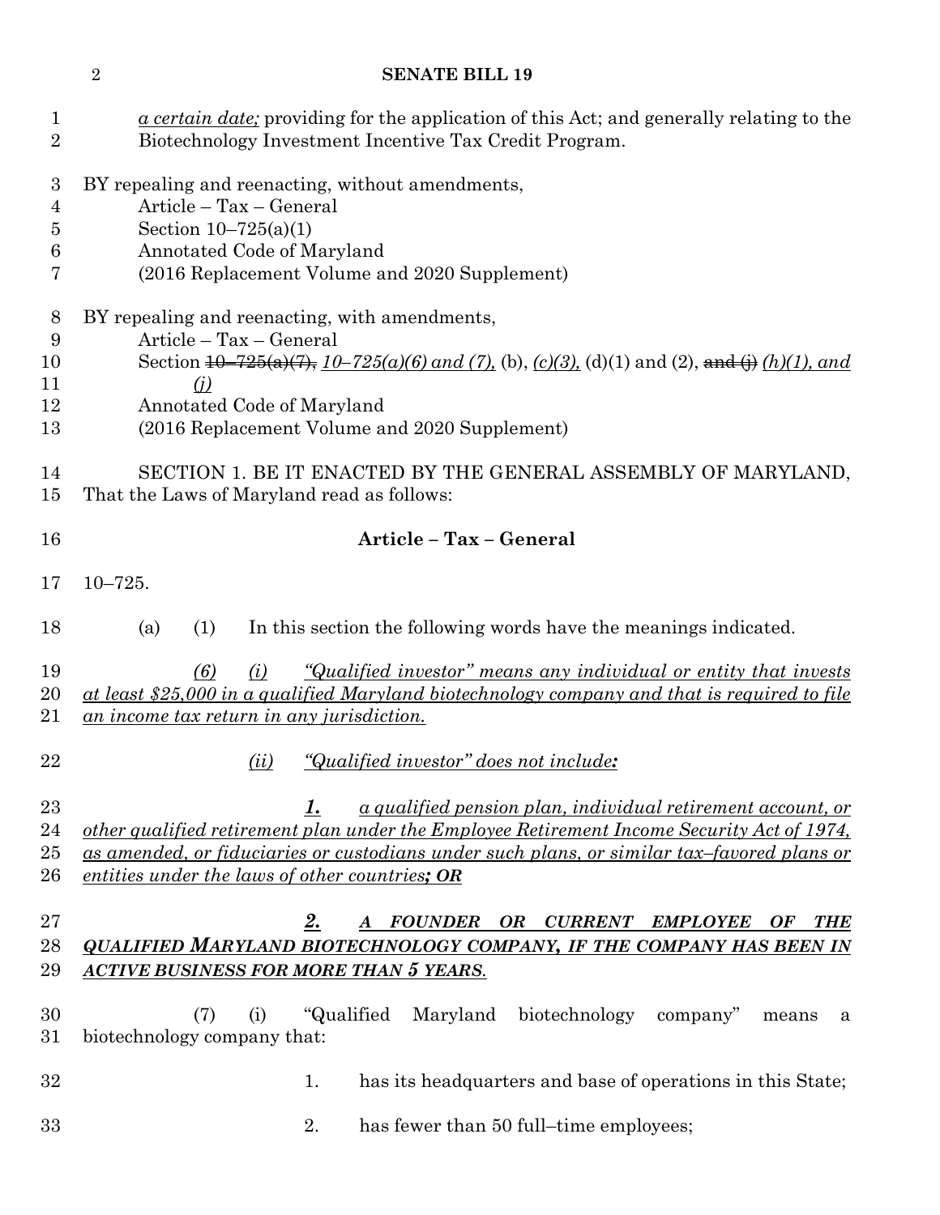*a certain date;* providing for the application of this Act; and generally relating to the Biotechnology Investment Incentive Tax Credit Program.

BY repealing and reenacting, without amendments,
Article – Tax – General
Section 10–725(a)(1)
Annotated Code of Maryland
(2016 Replacement Volume and 2020 Supplement)

BY repealing and reenacting, with amendments,
Article – Tax – General
Section ~~10–725(a)(7),~~ *10–725(a)(6) and (7),* (b), *(c)(3),* (d)(1) and (2), ~~and (j)~~ *(h)(1), and (j)*
Annotated Code of Maryland
(2016 Replacement Volume and 2020 Supplement)

SECTION 1. BE IT ENACTED BY THE GENERAL ASSEMBLY OF MARYLAND, That the Laws of Maryland read as follows:

## Article – Tax – General

10–725.

(a) (1) In this section the following words have the meanings indicated.

*(6) (i) "Qualified investor" means any individual or entity that invests at least $25,000 in a qualified Maryland biotechnology company and that is required to file an income tax return in any jurisdiction.*

*(ii) "Qualified investor" does not include**:***

***1.*** *a qualified pension plan, individual retirement account, or other qualified retirement plan under the Employee Retirement Income Security Act of 1974, as amended, or fiduciaries or custodians under such plans, or similar tax–favored plans or entities under the laws of other countries**; OR***

***2. A FOUNDER OR CURRENT EMPLOYEE OF THE QUALIFIED MARYLAND BIOTECHNOLOGY COMPANY, IF THE COMPANY HAS BEEN IN ACTIVE BUSINESS FOR MORE THAN 5 YEARS.***

(7) (i) "Qualified Maryland biotechnology company" means a biotechnology company that:

1. has its headquarters and base of operations in this State;

2. has fewer than 50 full–time employees;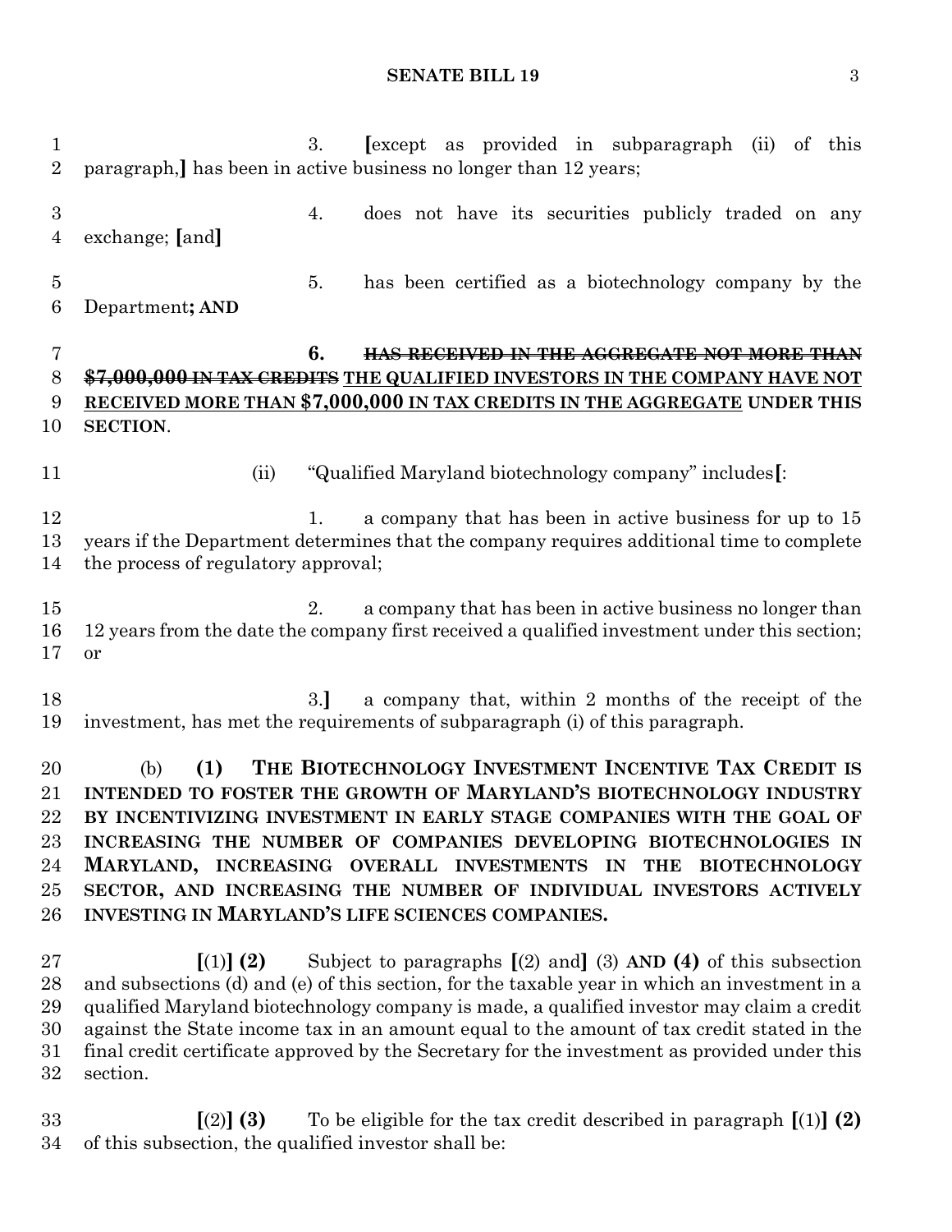3. [except as provided in subparagraph (ii) of this paragraph,] has been in active business no longer than 12 years;

4. does not have its securities publicly traded on any exchange; [and]

5. has been certified as a biotechnology company by the Department**; AND**

**6.** ~~**HAS RECEIVED IN THE AGGREGATE NOT MORE THAN $7,000,000 IN TAX CREDITS**~~ **THE QUALIFIED INVESTORS IN THE COMPANY HAVE NOT RECEIVED MORE THAN $7,000,000 IN TAX CREDITS IN THE AGGREGATE UNDER THIS SECTION**.

(ii) "Qualified Maryland biotechnology company" includes[:

1. a company that has been in active business for up to 15 years if the Department determines that the company requires additional time to complete the process of regulatory approval;

2. a company that has been in active business no longer than 12 years from the date the company first received a qualified investment under this section; or

3.] a company that, within 2 months of the receipt of the investment, has met the requirements of subparagraph (i) of this paragraph.

(b) **(1) THE BIOTECHNOLOGY INVESTMENT INCENTIVE TAX CREDIT IS INTENDED TO FOSTER THE GROWTH OF MARYLAND'S BIOTECHNOLOGY INDUSTRY BY INCENTIVIZING INVESTMENT IN EARLY STAGE COMPANIES WITH THE GOAL OF INCREASING THE NUMBER OF COMPANIES DEVELOPING BIOTECHNOLOGIES IN MARYLAND, INCREASING OVERALL INVESTMENTS IN THE BIOTECHNOLOGY SECTOR, AND INCREASING THE NUMBER OF INDIVIDUAL INVESTORS ACTIVELY INVESTING IN MARYLAND'S LIFE SCIENCES COMPANIES.**

[(1)] **(2)** Subject to paragraphs [(2) and] (3) **AND (4)** of this subsection and subsections (d) and (e) of this section, for the taxable year in which an investment in a qualified Maryland biotechnology company is made, a qualified investor may claim a credit against the State income tax in an amount equal to the amount of tax credit stated in the final credit certificate approved by the Secretary for the investment as provided under this section.

[(2)] **(3)** To be eligible for the tax credit described in paragraph [(1)] **(2)** of this subsection, the qualified investor shall be: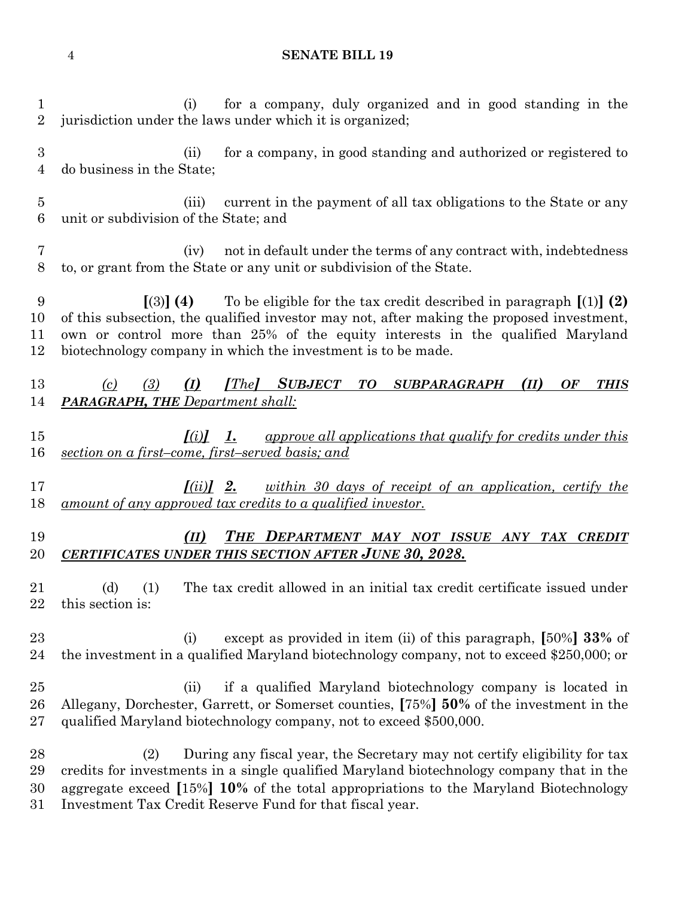(i) for a company, duly organized and in good standing in the jurisdiction under the laws under which it is organized;

(ii) for a company, in good standing and authorized or registered to do business in the State;

(iii) current in the payment of all tax obligations to the State or any unit or subdivision of the State; and

(iv) not in default under the terms of any contract with, indebtedness to, or grant from the State or any unit or subdivision of the State.

**[**(3)**] (4)** To be eligible for the tax credit described in paragraph **[**(1)**] (2)** of this subsection, the qualified investor may not, after making the proposed investment, own or control more than 25% of the equity interests in the qualified Maryland biotechnology company in which the investment is to be made.

*(c) (3)* ***(I)*** ***[****The****]*** ***SUBJECT TO SUBPARAGRAPH (II) OF THIS PARAGRAPH, THE*** *Department shall:*

***[****(i)****]*** ***1.*** *approve all applications that qualify for credits under this section on a first–come, first–served basis; and*

***[****(ii)****]*** ***2.*** *within 30 days of receipt of an application, certify the amount of any approved tax credits to a qualified investor.*

***(II)*** ***THE DEPARTMENT MAY NOT ISSUE ANY TAX CREDIT CERTIFICATES UNDER THIS SECTION AFTER JUNE 30, 2028.***

(d) (1) The tax credit allowed in an initial tax credit certificate issued under this section is:

(i) except as provided in item (ii) of this paragraph, **[**50%**] 33%** of the investment in a qualified Maryland biotechnology company, not to exceed $250,000; or

(ii) if a qualified Maryland biotechnology company is located in Allegany, Dorchester, Garrett, or Somerset counties, **[**75%**] 50%** of the investment in the qualified Maryland biotechnology company, not to exceed $500,000.

(2) During any fiscal year, the Secretary may not certify eligibility for tax credits for investments in a single qualified Maryland biotechnology company that in the aggregate exceed **[**15%**] 10%** of the total appropriations to the Maryland Biotechnology Investment Tax Credit Reserve Fund for that fiscal year.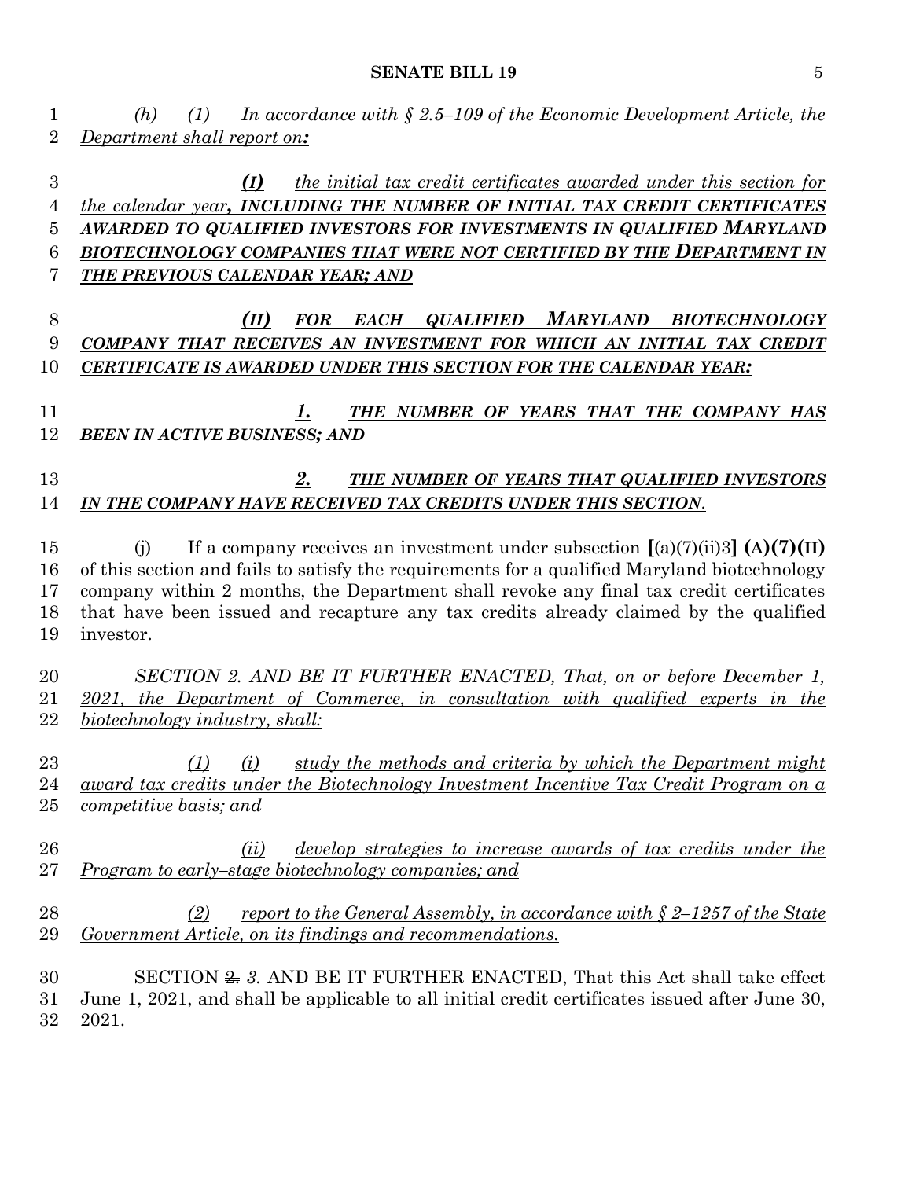(h) (1) In accordance with § 2.5–109 of the Economic Development Article, the Department shall report on:

(I) the initial tax credit certificates awarded under this section for the calendar year, INCLUDING THE NUMBER OF INITIAL TAX CREDIT CERTIFICATES AWARDED TO QUALIFIED INVESTORS FOR INVESTMENTS IN QUALIFIED MARYLAND BIOTECHNOLOGY COMPANIES THAT WERE NOT CERTIFIED BY THE DEPARTMENT IN THE PREVIOUS CALENDAR YEAR; AND

(II) FOR EACH QUALIFIED MARYLAND BIOTECHNOLOGY COMPANY THAT RECEIVES AN INVESTMENT FOR WHICH AN INITIAL TAX CREDIT CERTIFICATE IS AWARDED UNDER THIS SECTION FOR THE CALENDAR YEAR:

1. THE NUMBER OF YEARS THAT THE COMPANY HAS BEEN IN ACTIVE BUSINESS; AND

2. THE NUMBER OF YEARS THAT QUALIFIED INVESTORS IN THE COMPANY HAVE RECEIVED TAX CREDITS UNDER THIS SECTION.

(j) If a company receives an investment under subsection [(a)(7)(ii)3] (A)(7)(II) of this section and fails to satisfy the requirements for a qualified Maryland biotechnology company within 2 months, the Department shall revoke any final tax credit certificates that have been issued and recapture any tax credits already claimed by the qualified investor.

SECTION 2. AND BE IT FURTHER ENACTED, That, on or before December 1, 2021, the Department of Commerce, in consultation with qualified experts in the biotechnology industry, shall:

(1) (i) study the methods and criteria by which the Department might award tax credits under the Biotechnology Investment Incentive Tax Credit Program on a competitive basis; and

(ii) develop strategies to increase awards of tax credits under the Program to early–stage biotechnology companies; and

(2) report to the General Assembly, in accordance with § 2–1257 of the State Government Article, on its findings and recommendations.

SECTION ~~2.~~ 3. AND BE IT FURTHER ENACTED, That this Act shall take effect June 1, 2021, and shall be applicable to all initial credit certificates issued after June 30, 2021.